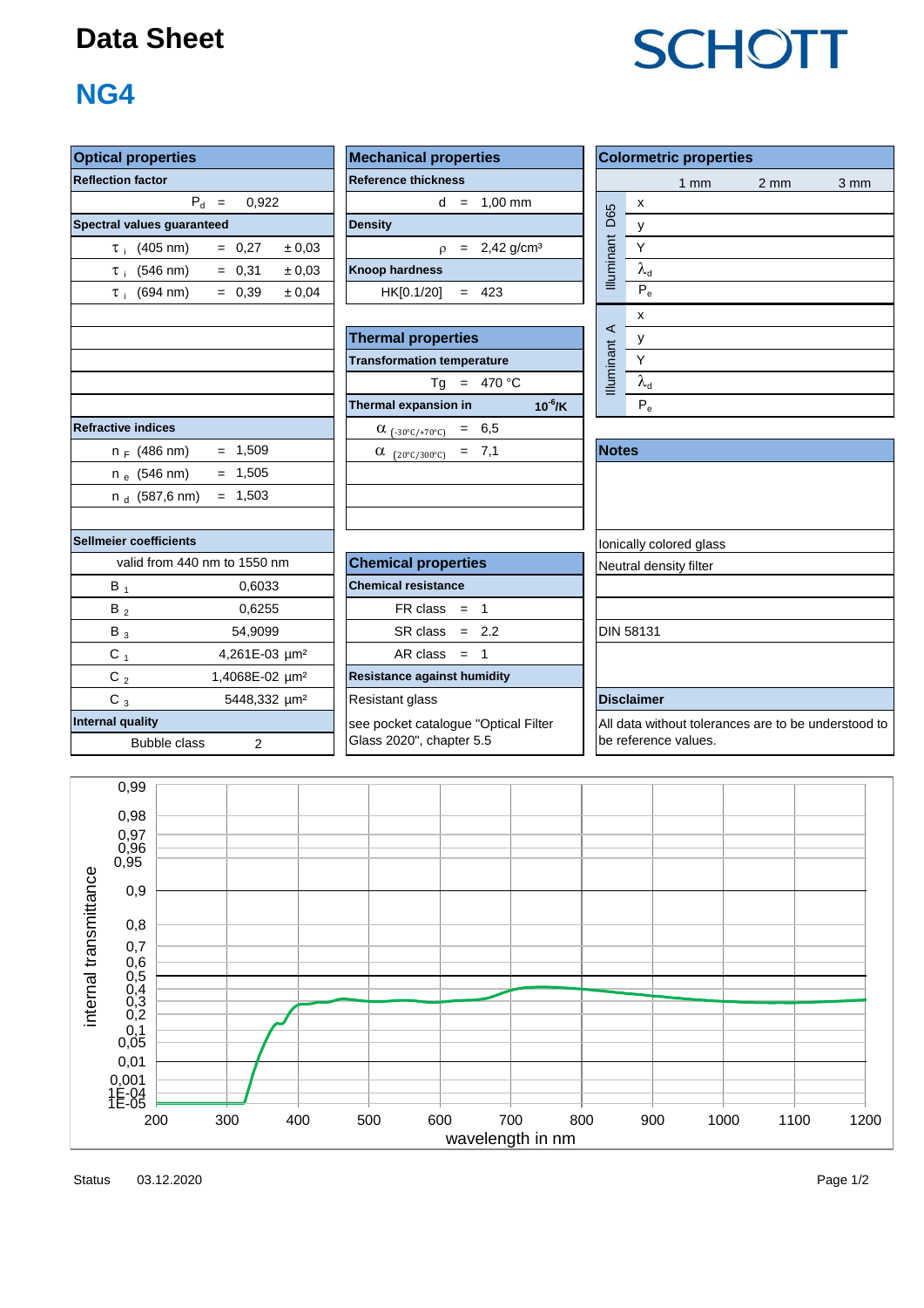# Data Sheet

SCHOTT

## NG4

### Optical properties

| Reflection factor | | |
|---|---|---|
| $P_d$ | = 0,922 | |
| **Spectral values guaranteed** | | |
| $\tau_i$ (405 nm) | = 0,27 | ± 0,03 |
| $\tau_i$ (546 nm) | = 0,31 | ± 0,03 |
| $\tau_i$ (694 nm) | = 0,39 | ± 0,04 |

**Refractive indices**

| | |
|---|---|
| $n_F$ (486 nm) | = 1,509 |
| $n_e$ (546 nm) | = 1,505 |
| $n_d$ (587,6 nm) | = 1,503 |

**Sellmeier coefficients**

valid from 440 nm to 1550 nm

| | |
|---|---|
| $B_1$ | 0,6033 |
| $B_2$ | 0,6255 |
| $B_3$ | 54,9099 |
| $C_1$ | 4,261E-03 µm² |
| $C_2$ | 1,4068E-02 µm² |
| $C_3$ | 5448,332 µm² |

**Internal quality**

Bubble class 2

### Mechanical properties

| | |
|---|---|
| **Reference thickness** | |
| d | = 1,00 mm |
| **Density** | |
| ρ | = 2,42 g/cm³ |
| **Knoop hardness** | |
| HK[0.1/20] | = 423 |

### Thermal properties

| | |
|---|---|
| **Transformation temperature** | |
| Tg | = 470 °C |
| **Thermal expansion in** | $10^{-6}$/K |
| $\alpha_{(-30°C/+70°C)}$ | = 6,5 |
| $\alpha_{(20°C/300°C)}$ | = 7,1 |

### Chemical properties

| | |
|---|---|
| **Chemical resistance** | |
| FR class | = 1 |
| SR class | = 2.2 |
| AR class | = 1 |
| **Resistance against humidity** | |
| Resistant glass | |

see pocket catalogue "Optical Filter Glass 2020", chapter 5.5

### Colormetric properties

| | | 1 mm | 2 mm | 3 mm |
|---|---|---|---|---|
| Illuminant D65 | x | | | |
| | y | | | |
| | Y | | | |
| | $\lambda_d$ | | | |
| | $P_e$ | | | |
| Illuminant A | x | | | |
| | y | | | |
| | Y | | | |
| | $\lambda_d$ | | | |
| | $P_e$ | | | |

### Notes

Ionically colored glass

Neutral density filter

DIN 58131

### Disclaimer

All data without tolerances are to be understood to be reference values.

Status 03.12.2020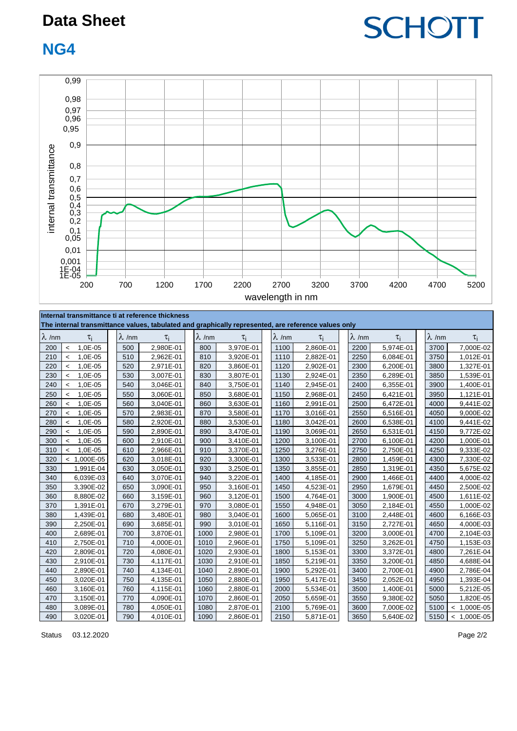# Data Sheet

SCHOTT

## NG4

0,99
0,98
0,97
0,96
0,95
0,9
0,8
0,7
0,6
0,5
0,4
0,3
0,2
0,1
0,05
0,01
0,001
1E-04
1E-05

internal transmittance

200 700 1200 1700 2200 2700 3200 3700 4200 4700 5200

wavelength in nm

**Internal transmittance ti at reference thickness**

**The internal transmittance values, tabulated and graphically represented, are reference values only**

| λ /nm | $\tau_i$ | λ /nm | $\tau_i$ | λ /nm | $\tau_i$ | λ /nm | $\tau_i$ | λ /nm | $\tau_i$ | λ /nm | $\tau_i$ |
|---|---|---|---|---|---|---|---|---|---|---|---|
| 200 | < 1,0E-05 | 500 | 2,980E-01 | 800 | 3,970E-01 | 1100 | 2,860E-01 | 2200 | 5,974E-01 | 3700 | 7,000E-02 |
| 210 | < 1,0E-05 | 510 | 2,962E-01 | 810 | 3,920E-01 | 1110 | 2,882E-01 | 2250 | 6,084E-01 | 3750 | 1,012E-01 |
| 220 | < 1,0E-05 | 520 | 2,971E-01 | 820 | 3,860E-01 | 1120 | 2,902E-01 | 2300 | 6,200E-01 | 3800 | 1,327E-01 |
| 230 | < 1,0E-05 | 530 | 3,007E-01 | 830 | 3,807E-01 | 1130 | 2,924E-01 | 2350 | 6,289E-01 | 3850 | 1,539E-01 |
| 240 | < 1,0E-05 | 540 | 3,046E-01 | 840 | 3,750E-01 | 1140 | 2,945E-01 | 2400 | 6,355E-01 | 3900 | 1,400E-01 |
| 250 | < 1,0E-05 | 550 | 3,060E-01 | 850 | 3,680E-01 | 1150 | 2,968E-01 | 2450 | 6,421E-01 | 3950 | 1,121E-01 |
| 260 | < 1,0E-05 | 560 | 3,040E-01 | 860 | 3,630E-01 | 1160 | 2,991E-01 | 2500 | 6,472E-01 | 4000 | 9,441E-02 |
| 270 | < 1,0E-05 | 570 | 2,983E-01 | 870 | 3,580E-01 | 1170 | 3,016E-01 | 2550 | 6,516E-01 | 4050 | 9,000E-02 |
| 280 | < 1,0E-05 | 580 | 2,920E-01 | 880 | 3,530E-01 | 1180 | 3,042E-01 | 2600 | 6,538E-01 | 4100 | 9,441E-02 |
| 290 | < 1,0E-05 | 590 | 2,890E-01 | 890 | 3,470E-01 | 1190 | 3,069E-01 | 2650 | 6,531E-01 | 4150 | 9,772E-02 |
| 300 | < 1,0E-05 | 600 | 2,910E-01 | 900 | 3,410E-01 | 1200 | 3,100E-01 | 2700 | 6,100E-01 | 4200 | 1,000E-01 |
| 310 | < 1,0E-05 | 610 | 2,966E-01 | 910 | 3,370E-01 | 1250 | 3,276E-01 | 2750 | 2,750E-01 | 4250 | 9,333E-02 |
| 320 | < 1,000E-05 | 620 | 3,018E-01 | 920 | 3,300E-01 | 1300 | 3,533E-01 | 2800 | 1,459E-01 | 4300 | 7,330E-02 |
| 330 | 1,991E-04 | 630 | 3,050E-01 | 930 | 3,250E-01 | 1350 | 3,855E-01 | 2850 | 1,319E-01 | 4350 | 5,675E-02 |
| 340 | 6,039E-03 | 640 | 3,070E-01 | 940 | 3,220E-01 | 1400 | 4,185E-01 | 2900 | 1,466E-01 | 4400 | 4,000E-02 |
| 350 | 3,390E-02 | 650 | 3,090E-01 | 950 | 3,160E-01 | 1450 | 4,523E-01 | 2950 | 1,679E-01 | 4450 | 2,500E-02 |
| 360 | 8,880E-02 | 660 | 3,159E-01 | 960 | 3,120E-01 | 1500 | 4,764E-01 | 3000 | 1,900E-01 | 4500 | 1,611E-02 |
| 370 | 1,391E-01 | 670 | 3,279E-01 | 970 | 3,080E-01 | 1550 | 4,948E-01 | 3050 | 2,184E-01 | 4550 | 1,000E-02 |
| 380 | 1,439E-01 | 680 | 3,480E-01 | 980 | 3,040E-01 | 1600 | 5,065E-01 | 3100 | 2,448E-01 | 4600 | 6,166E-03 |
| 390 | 2,250E-01 | 690 | 3,685E-01 | 990 | 3,010E-01 | 1650 | 5,116E-01 | 3150 | 2,727E-01 | 4650 | 4,000E-03 |
| 400 | 2,689E-01 | 700 | 3,870E-01 | 1000 | 2,980E-01 | 1700 | 5,109E-01 | 3200 | 3,000E-01 | 4700 | 2,104E-03 |
| 410 | 2,750E-01 | 710 | 4,000E-01 | 1010 | 2,960E-01 | 1750 | 5,109E-01 | 3250 | 3,262E-01 | 4750 | 1,153E-03 |
| 420 | 2,809E-01 | 720 | 4,080E-01 | 1020 | 2,930E-01 | 1800 | 5,153E-01 | 3300 | 3,372E-01 | 4800 | 7,261E-04 |
| 430 | 2,910E-01 | 730 | 4,117E-01 | 1030 | 2,910E-01 | 1850 | 5,219E-01 | 3350 | 3,200E-01 | 4850 | 4,688E-04 |
| 440 | 2,890E-01 | 740 | 4,134E-01 | 1040 | 2,890E-01 | 1900 | 5,292E-01 | 3400 | 2,700E-01 | 4900 | 2,786E-04 |
| 450 | 3,020E-01 | 750 | 4,135E-01 | 1050 | 2,880E-01 | 1950 | 5,417E-01 | 3450 | 2,052E-01 | 4950 | 1,393E-04 |
| 460 | 3,160E-01 | 760 | 4,115E-01 | 1060 | 2,880E-01 | 2000 | 5,534E-01 | 3500 | 1,400E-01 | 5000 | 5,212E-05 |
| 470 | 3,150E-01 | 770 | 4,090E-01 | 1070 | 2,860E-01 | 2050 | 5,659E-01 | 3550 | 9,380E-02 | 5050 | 1,820E-05 |
| 480 | 3,089E-01 | 780 | 4,050E-01 | 1080 | 2,870E-01 | 2100 | 5,769E-01 | 3600 | 7,000E-02 | 5100 | < 1,000E-05 |
| 490 | 3,020E-01 | 790 | 4,010E-01 | 1090 | 2,860E-01 | 2150 | 5,871E-01 | 3650 | 5,640E-02 | 5150 | < 1,000E-05 |

Status 03.12.2020